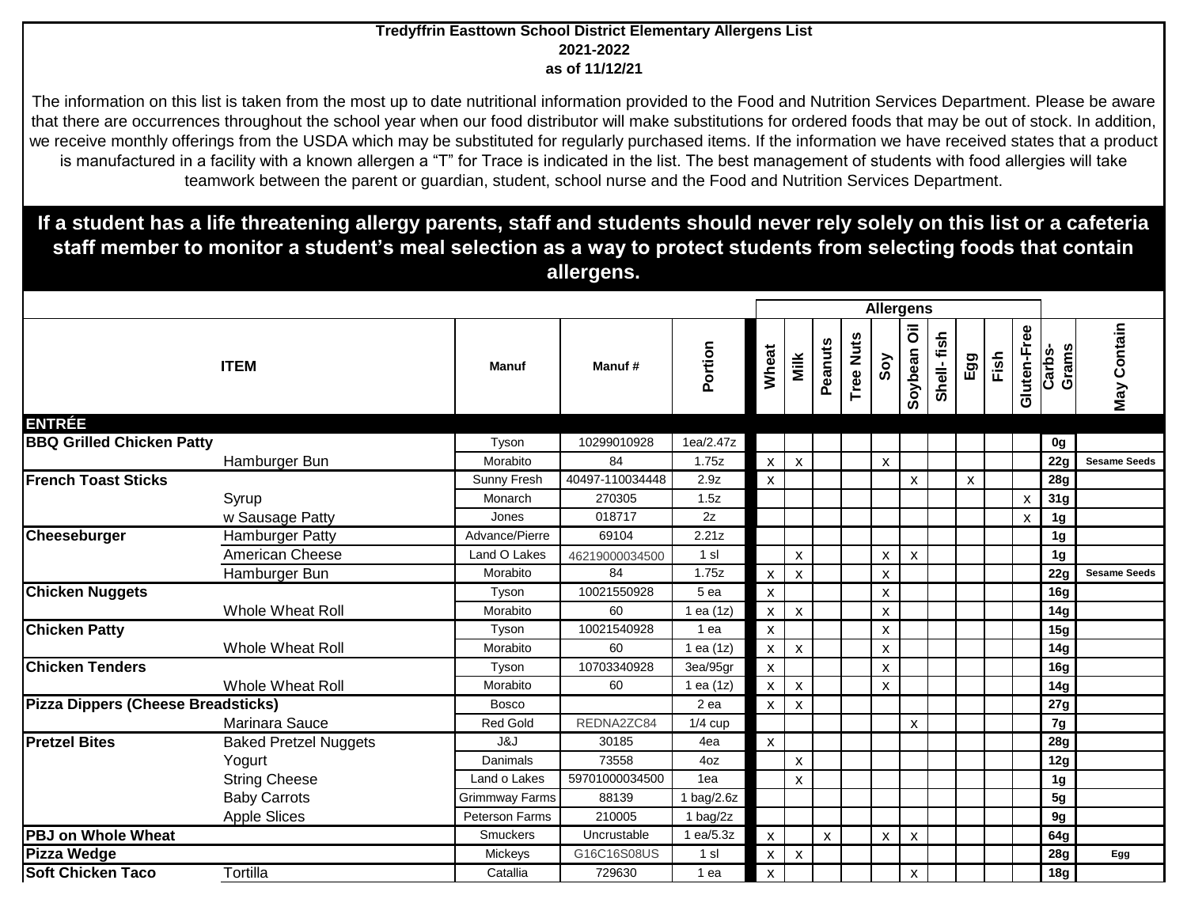**Tredyffrin Easttown School District Elementary Allergens List**
**2021-2022**
**as of 11/12/21**

The information on this list is taken from the most up to date nutritional information provided to the Food and Nutrition Services Department. Please be aware that there are occurrences throughout the school year when our food distributor will make substitutions for ordered foods that may be out of stock. In addition, we receive monthly offerings from the USDA which may be substituted for regularly purchased items. If the information we have received states that a product is manufactured in a facility with a known allergen a "T" for Trace is indicated in the list. The best management of students with food allergies will take teamwork between the parent or guardian, student, school nurse and the Food and Nutrition Services Department.

**If a student has a life threatening allergy parents, staff and students should never rely solely on this list or a cafeteria staff member to monitor a student's meal selection as a way to protect students from selecting foods that contain allergens.**

| ITEM | | Manuf | Manuf # | Portion | Allergens: Wheat | Milk | Peanuts | Tree Nuts | Soy | Soybean Oil | Shell- fish | Egg | Fish | Gluten-Free | Carbs-Grams | May Contain |
|---|---|---|---|---|---|---|---|---|---|---|---|---|---|---|---|---|
| **ENTRÉE** | | | | | | | | | | | | | | | | |
| **BBQ Grilled Chicken Patty** | | Tyson | 10299010928 | 1ea/2.47z | | | | | | | | | | | 0g | |
| | Hamburger Bun | Morabito | 84 | 1.75z | x | x | | | x | | | | | | 22g | Sesame Seeds |
| **French Toast Sticks** | | Sunny Fresh | 40497-110034448 | 2.9z | x | | | | | x | | x | | | 28g | |
| | Syrup | Monarch | 270305 | 1.5z | | | | | | | | | | x | 31g | |
| | w Sausage Patty | Jones | 018717 | 2z | | | | | | | | | | x | 1g | |
| **Cheeseburger** | Hamburger Patty | Advance/Pierre | 69104 | 2.21z | | | | | | | | | | | 1g | |
| | American Cheese | Land O Lakes | 46219000034500 | 1 sl | | x | | | x | x | | | | | 1g | |
| | Hamburger Bun | Morabito | 84 | 1.75z | x | x | | | x | | | | | | 22g | Sesame Seeds |
| **Chicken Nuggets** | | Tyson | 10021550928 | 5 ea | x | | | | x | | | | | | 16g | |
| | Whole Wheat Roll | Morabito | 60 | 1 ea (1z) | x | x | | | x | | | | | | 14g | |
| **Chicken Patty** | | Tyson | 10021540928 | 1 ea | x | | | | x | | | | | | 15g | |
| | Whole Wheat Roll | Morabito | 60 | 1 ea (1z) | x | x | | | x | | | | | | 14g | |
| **Chicken Tenders** | | Tyson | 10703340928 | 3ea/95gr | x | | | | x | | | | | | 16g | |
| | Whole Wheat Roll | Morabito | 60 | 1 ea (1z) | x | x | | | x | | | | | | 14g | |
| **Pizza Dippers (Cheese Breadsticks)** | | Bosco | | 2 ea | x | x | | | | | | | | | 27g | |
| | Marinara Sauce | Red Gold | REDNA2ZC84 | 1/4 cup | | | | | | x | | | | | 7g | |
| **Pretzel Bites** | Baked Pretzel Nuggets | J&J | 30185 | 4ea | x | | | | | | | | | | 28g | |
| | Yogurt | Danimals | 73558 | 4oz | | x | | | | | | | | | 12g | |
| | String Cheese | Land o Lakes | 59701000034500 | 1ea | | x | | | | | | | | | 1g | |
| | Baby Carrots | Grimmway Farms | 88139 | 1 bag/2.6z | | | | | | | | | | | 5g | |
| | Apple Slices | Peterson Farms | 210005 | 1 bag/2z | | | | | | | | | | | 9g | |
| **PBJ on Whole Wheat** | | Smuckers | Uncrustable | 1 ea/5.3z | x | | x | | x | x | | | | | 64g | |
| **Pizza Wedge** | | Mickeys | G16C16S08US | 1 sl | x | x | | | | | | | | | 28g | Egg |
| **Soft Chicken Taco** | Tortilla | Catallia | 729630 | 1 ea | x | | | | | x | | | | | 18g | |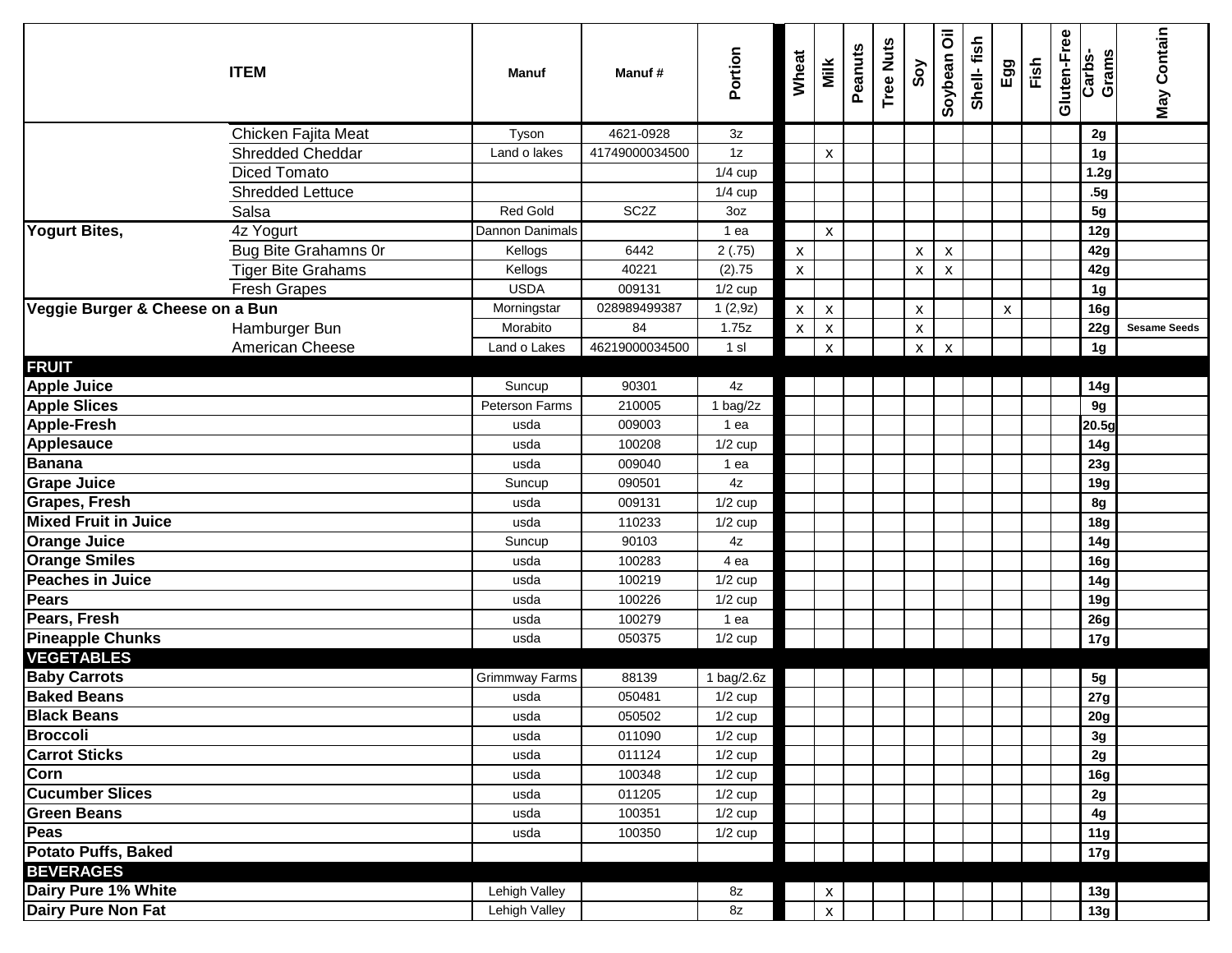| ITEM | | Manuf | Manuf # | Portion | Wheat | Milk | Peanuts | Tree Nuts | Soy | Soybean Oil | Shell- fish | Egg | Fish | Gluten-Free | Carbs-Grams | May Contain |
|---|---|---|---|---|---|---|---|---|---|---|---|---|---|---|---|---|
| | Chicken Fajita Meat | Tyson | 4621-0928 | 3z | | | | | | | | | | | 2g | |
| | Shredded Cheddar | Land o lakes | 41749000034500 | 1z | | x | | | | | | | | | 1g | |
| | Diced Tomato | | | 1/4 cup | | | | | | | | | | | 1.2g | |
| | Shredded Lettuce | | | 1/4 cup | | | | | | | | | | | .5g | |
| | Salsa | Red Gold | SC2Z | 3oz | | | | | | | | | | | 5g | |
| **Yogurt Bites,** | 4z Yogurt | Dannon Danimals | | 1 ea | | x | | | | | | | | | 12g | |
| | Bug Bite Grahamns 0r | Kellogs | 6442 | 2 (.75) | x | | | | x | x | | | | | 42g | |
| | Tiger Bite Grahams | Kellogs | 40221 | (2).75 | x | | | | x | x | | | | | 42g | |
| | Fresh Grapes | USDA | 009131 | 1/2 cup | | | | | | | | | | | 1g | |
| **Veggie Burger & Cheese on a Bun** | | Morningstar | 028989499387 | 1 (2,9z) | x | x | | | x | | | x | | | 16g | |
| | Hamburger Bun | Morabito | 84 | 1.75z | x | x | | | x | | | | | | 22g | Sesame Seeds |
| | American Cheese | Land o Lakes | 46219000034500 | 1 sl | | x | | | x | x | | | | | 1g | |
| **FRUIT** | | | | | | | | | | | | | | | | |
| **Apple Juice** | | Suncup | 90301 | 4z | | | | | | | | | | | 14g | |
| **Apple Slices** | | Peterson Farms | 210005 | 1 bag/2z | | | | | | | | | | | 9g | |
| **Apple-Fresh** | | usda | 009003 | 1 ea | | | | | | | | | | | 20.5g | |
| **Applesauce** | | usda | 100208 | 1/2 cup | | | | | | | | | | | 14g | |
| **Banana** | | usda | 009040 | 1 ea | | | | | | | | | | | 23g | |
| **Grape Juice** | | Suncup | 090501 | 4z | | | | | | | | | | | 19g | |
| **Grapes, Fresh** | | usda | 009131 | 1/2 cup | | | | | | | | | | | 8g | |
| **Mixed Fruit in Juice** | | usda | 110233 | 1/2 cup | | | | | | | | | | | 18g | |
| **Orange Juice** | | Suncup | 90103 | 4z | | | | | | | | | | | 14g | |
| **Orange Smiles** | | usda | 100283 | 4 ea | | | | | | | | | | | 16g | |
| **Peaches in Juice** | | usda | 100219 | 1/2 cup | | | | | | | | | | | 14g | |
| **Pears** | | usda | 100226 | 1/2 cup | | | | | | | | | | | 19g | |
| **Pears, Fresh** | | usda | 100279 | 1 ea | | | | | | | | | | | 26g | |
| **Pineapple Chunks** | | usda | 050375 | 1/2 cup | | | | | | | | | | | 17g | |
| **VEGETABLES** | | | | | | | | | | | | | | | | |
| **Baby Carrots** | | Grimmway Farms | 88139 | 1 bag/2.6z | | | | | | | | | | | 5g | |
| **Baked Beans** | | usda | 050481 | 1/2 cup | | | | | | | | | | | 27g | |
| **Black Beans** | | usda | 050502 | 1/2 cup | | | | | | | | | | | 20g | |
| **Broccoli** | | usda | 011090 | 1/2 cup | | | | | | | | | | | 3g | |
| **Carrot Sticks** | | usda | 011124 | 1/2 cup | | | | | | | | | | | 2g | |
| **Corn** | | usda | 100348 | 1/2 cup | | | | | | | | | | | 16g | |
| **Cucumber Slices** | | usda | 011205 | 1/2 cup | | | | | | | | | | | 2g | |
| **Green Beans** | | usda | 100351 | 1/2 cup | | | | | | | | | | | 4g | |
| **Peas** | | usda | 100350 | 1/2 cup | | | | | | | | | | | 11g | |
| **Potato Puffs, Baked** | | | | | | | | | | | | | | | 17g | |
| **BEVERAGES** | | | | | | | | | | | | | | | | |
| **Dairy Pure 1% White** | | Lehigh Valley | | 8z | | x | | | | | | | | | 13g | |
| **Dairy Pure Non Fat** | | Lehigh Valley | | 8z | | x | | | | | | | | | 13g | |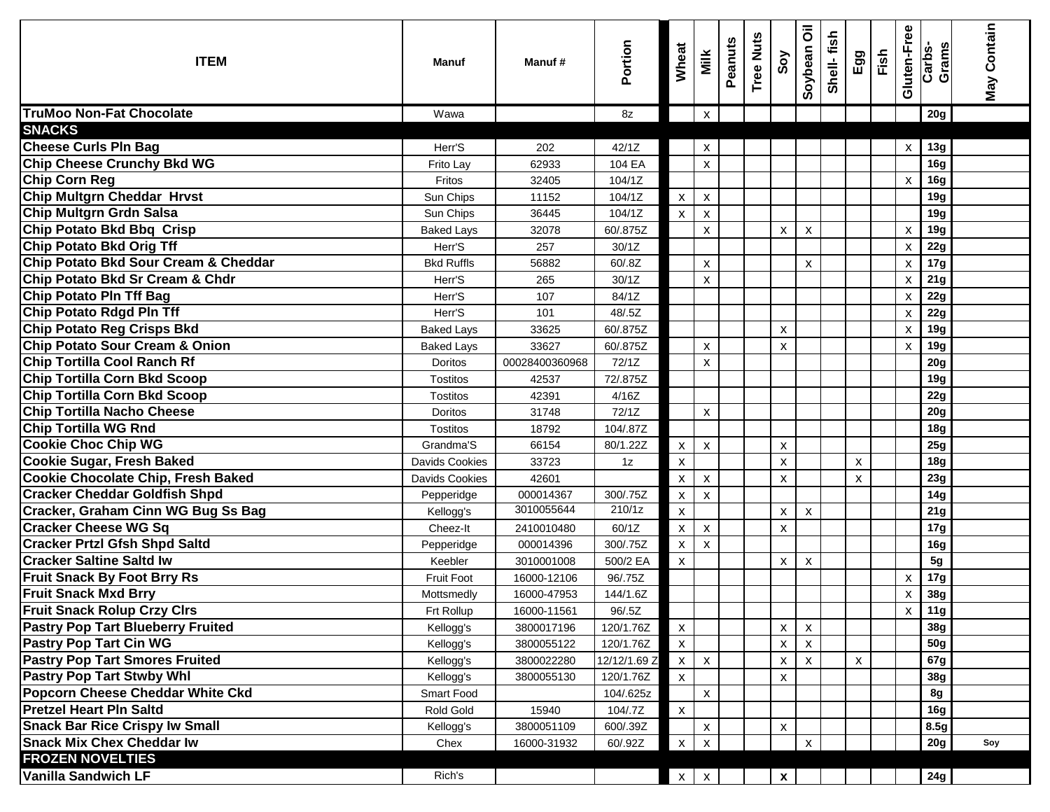| ITEM | Manuf | Manuf # | Portion | Wheat | Milk | Peanuts | Tree Nuts | Soy | Soybean Oil | Shell- fish | Egg | Fish | Gluten-Free | Carbs- Grams | May Contain |
|---|---|---|---|---|---|---|---|---|---|---|---|---|---|---|---|
| **TruMoo Non-Fat Chocolate** | Wawa | | 8z | | x | | | | | | | | | 20g | |
| **SNACKS** | | | | | | | | | | | | | | | |
| **Cheese Curls Pln Bag** | Herr'S | 202 | 42/1Z | | x | | | | | | | | x | 13g | |
| **Chip Cheese Crunchy Bkd WG** | Frito Lay | 62933 | 104 EA | | x | | | | | | | | | 16g | |
| **Chip Corn Reg** | Fritos | 32405 | 104/1Z | | | | | | | | | | x | 16g | |
| **Chip Multgrn Cheddar Hrvst** | Sun Chips | 11152 | 104/1Z | x | x | | | | | | | | | 19g | |
| **Chip Multgrn Grdn Salsa** | Sun Chips | 36445 | 104/1Z | x | x | | | | | | | | | 19g | |
| **Chip Potato Bkd Bbq Crisp** | Baked Lays | 32078 | 60/.875Z | | x | | | x | x | | | | x | 19g | |
| **Chip Potato Bkd Orig Tff** | Herr'S | 257 | 30/1Z | | | | | | | | | | x | 22g | |
| **Chip Potato Bkd Sour Cream & Cheddar** | Bkd Ruffls | 56882 | 60/.8Z | | x | | | | x | | | | x | 17g | |
| **Chip Potato Bkd Sr Cream & Chdr** | Herr'S | 265 | 30/1Z | | x | | | | | | | | x | 21g | |
| **Chip Potato Pln Tff Bag** | Herr'S | 107 | 84/1Z | | | | | | | | | | x | 22g | |
| **Chip Potato Rdgd Pln Tff** | Herr'S | 101 | 48/.5Z | | | | | | | | | | x | 22g | |
| **Chip Potato Reg Crisps Bkd** | Baked Lays | 33625 | 60/.875Z | | | | | x | | | | | x | 19g | |
| **Chip Potato Sour Cream & Onion** | Baked Lays | 33627 | 60/.875Z | | x | | | x | | | | | x | 19g | |
| **Chip Tortilla Cool Ranch Rf** | Doritos | 00028400360968 | 72/1Z | | x | | | | | | | | | 20g | |
| **Chip Tortilla Corn Bkd Scoop** | Tostitos | 42537 | 72/.875Z | | | | | | | | | | | 19g | |
| **Chip Tortilla Corn Bkd Scoop** | Tostitos | 42391 | 4/16Z | | | | | | | | | | | 22g | |
| **Chip Tortilla Nacho Cheese** | Doritos | 31748 | 72/1Z | | x | | | | | | | | | 20g | |
| **Chip Tortilla WG Rnd** | Tostitos | 18792 | 104/.87Z | | | | | | | | | | | 18g | |
| **Cookie Choc Chip WG** | Grandma'S | 66154 | 80/1.22Z | x | x | | | x | | | | | | 25g | |
| **Cookie Sugar, Fresh Baked** | Davids Cookies | 33723 | 1z | x | | | | x | | | x | | | 18g | |
| **Cookie Chocolate Chip, Fresh Baked** | Davids Cookies | 42601 | | x | x | | | x | | | x | | | 23g | |
| **Cracker Cheddar Goldfish Shpd** | Pepperidge | 000014367 | 300/.75Z | x | x | | | | | | | | | 14g | |
| **Cracker, Graham Cinn WG Bug Ss Bag** | Kellogg's | 3010055644 | 210/1z | x | | | | x | x | | | | | 21g | |
| **Cracker Cheese WG Sq** | Cheez-It | 2410010480 | 60/1Z | x | x | | | x | | | | | | 17g | |
| **Cracker Prtzl Gfsh Shpd Saltd** | Pepperidge | 000014396 | 300/.75Z | x | x | | | | | | | | | 16g | |
| **Cracker Saltine Saltd Iw** | Keebler | 3010001008 | 500/2 EA | x | | | | x | x | | | | | 5g | |
| **Fruit Snack By Foot Brry Rs** | Fruit Foot | 16000-12106 | 96/.75Z | | | | | | | | | | x | 17g | |
| **Fruit Snack Mxd Brry** | Mottsmedly | 16000-47953 | 144/1.6Z | | | | | | | | | | x | 38g | |
| **Fruit Snack Rolup Crzy Clrs** | Frt Rollup | 16000-11561 | 96/.5Z | | | | | | | | | | x | 11g | |
| **Pastry Pop Tart Blueberry Fruited** | Kellogg's | 3800017196 | 120/1.76Z | x | | | | x | x | | | | | 38g | |
| **Pastry Pop Tart Cin WG** | Kellogg's | 3800055122 | 120/1.76Z | x | | | | x | x | | | | | 50g | |
| **Pastry Pop Tart Smores Fruited** | Kellogg's | 3800022280 | 12/12/1.69 Z | x | x | | | x | x | | x | | | 67g | |
| **Pastry Pop Tart Stwby Whl** | Kellogg's | 3800055130 | 120/1.76Z | x | | | | x | | | | | | 38g | |
| **Popcorn Cheese Cheddar White Ckd** | Smart Food | | 104/.625z | | x | | | | | | | | | 8g | |
| **Pretzel Heart Pln Saltd** | Rold Gold | 15940 | 104/.7Z | x | | | | | | | | | | 16g | |
| **Snack Bar Rice Crispy Iw Small** | Kellogg's | 3800051109 | 600/.39Z | | x | | | x | | | | | | 8.5g | |
| **Snack Mix Chex Cheddar Iw** | Chex | 16000-31932 | 60/.92Z | x | x | | | | x | | | | | 20g | Soy |
| **FROZEN NOVELTIES** | | | | | | | | | | | | | | | |
| **Vanilla Sandwich LF** | Rich's | | | x | x | | | x | | | | | | 24g | |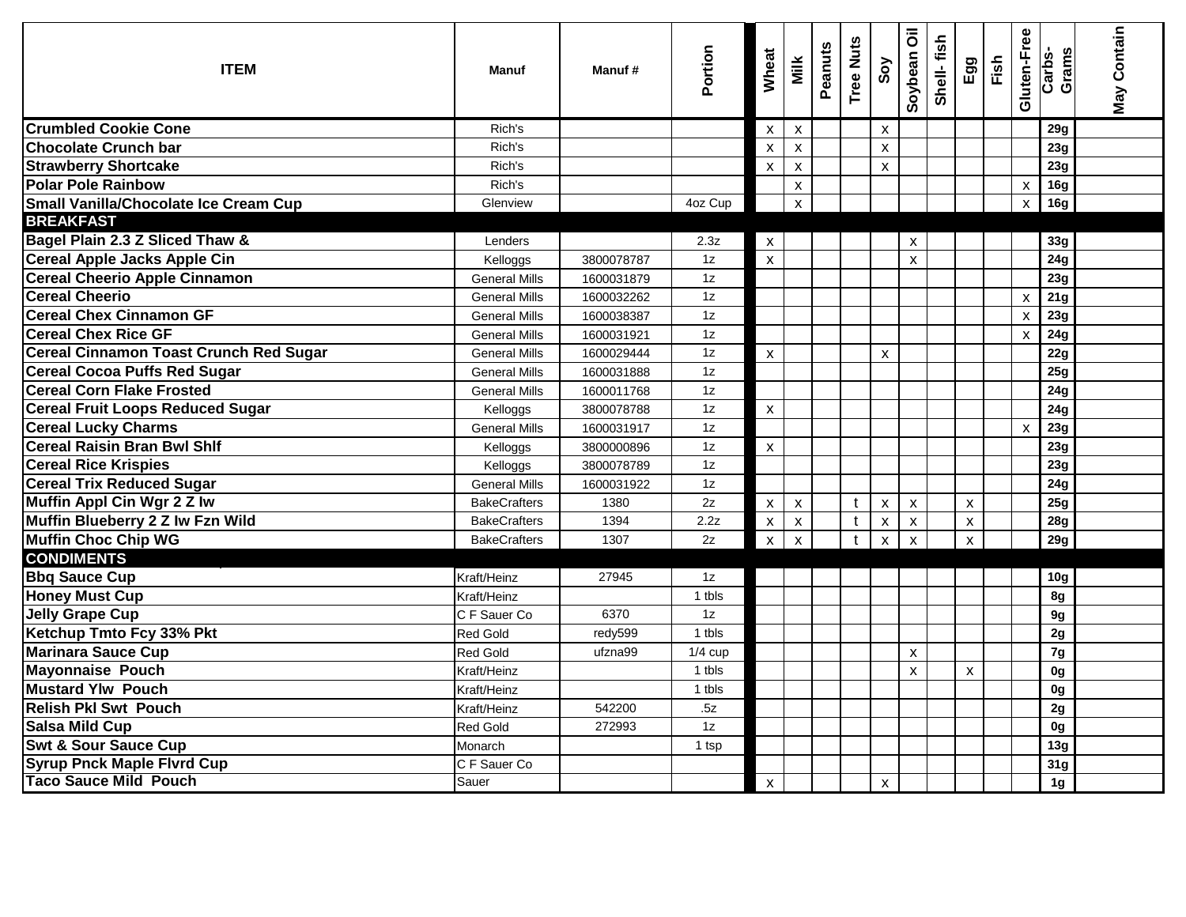| ITEM | Manuf | Manuf # | Portion | Wheat | Milk | Peanuts | Tree Nuts | Soy | Soybean Oil | Shell- fish | Egg | Fish | Gluten-Free | Carbs-Grams | May Contain |
|---|---|---|---|---|---|---|---|---|---|---|---|---|---|---|---|
| **Crumbled Cookie Cone** | Rich's | | | x | x | | | x | | | | | | 29g | |
| **Chocolate Crunch bar** | Rich's | | | x | x | | | x | | | | | | 23g | |
| **Strawberry Shortcake** | Rich's | | | x | x | | | x | | | | | | 23g | |
| **Polar Pole Rainbow** | Rich's | | | | x | | | | | | | | x | 16g | |
| **Small Vanilla/Chocolate Ice Cream Cup** | Glenview | | 4oz Cup | | x | | | | | | | | x | 16g | |
| **BREAKFAST** | | | | | | | | | | | | | | | |
| **Bagel Plain 2.3 Z Sliced Thaw &** | Lenders | | 2.3z | x | | | | | x | | | | | 33g | |
| **Cereal Apple Jacks Apple Cin** | Kelloggs | 3800078787 | 1z | x | | | | | x | | | | | 24g | |
| **Cereal Cheerio Apple Cinnamon** | General Mills | 1600031879 | 1z | | | | | | | | | | | 23g | |
| **Cereal Cheerio** | General Mills | 1600032262 | 1z | | | | | | | | | | x | 21g | |
| **Cereal Chex Cinnamon GF** | General Mills | 1600038387 | 1z | | | | | | | | | | x | 23g | |
| **Cereal Chex Rice GF** | General Mills | 1600031921 | 1z | | | | | | | | | | x | 24g | |
| **Cereal Cinnamon Toast Crunch Red Sugar** | General Mills | 1600029444 | 1z | x | | | | x | | | | | | 22g | |
| **Cereal Cocoa Puffs Red Sugar** | General Mills | 1600031888 | 1z | | | | | | | | | | | 25g | |
| **Cereal Corn Flake Frosted** | General Mills | 1600011768 | 1z | | | | | | | | | | | 24g | |
| **Cereal Fruit Loops Reduced Sugar** | Kelloggs | 3800078788 | 1z | x | | | | | | | | | | 24g | |
| **Cereal Lucky Charms** | General Mills | 1600031917 | 1z | | | | | | | | | | x | 23g | |
| **Cereal Raisin Bran Bwl Shlf** | Kelloggs | 3800000896 | 1z | x | | | | | | | | | | 23g | |
| **Cereal Rice Krispies** | Kelloggs | 3800078789 | 1z | | | | | | | | | | | 23g | |
| **Cereal Trix Reduced Sugar** | General Mills | 1600031922 | 1z | | | | | | | | | | | 24g | |
| **Muffin Appl Cin Wgr 2 Z Iw** | BakeCrafters | 1380 | 2z | x | x | | t | x | x | | x | | | 25g | |
| **Muffin Blueberry 2 Z Iw Fzn Wild** | BakeCrafters | 1394 | 2.2z | x | x | | t | x | x | | x | | | 28g | |
| **Muffin Choc Chip WG** | BakeCrafters | 1307 | 2z | x | x | | t | x | x | | x | | | 29g | |
| **CONDIMENTS** | | | | | | | | | | | | | | | |
| **Bbq Sauce Cup** | Kraft/Heinz | 27945 | 1z | | | | | | | | | | | 10g | |
| **Honey Must Cup** | Kraft/Heinz | | 1 tbls | | | | | | | | | | | 8g | |
| **Jelly Grape Cup** | C F Sauer Co | 6370 | 1z | | | | | | | | | | | 9g | |
| **Ketchup Tmto Fcy 33% Pkt** | Red Gold | redy599 | 1 tbls | | | | | | | | | | | 2g | |
| **Marinara Sauce Cup** | Red Gold | ufzna99 | 1/4 cup | | | | | | x | | | | | 7g | |
| **Mayonnaise Pouch** | Kraft/Heinz | | 1 tbls | | | | | | x | | x | | | 0g | |
| **Mustard Ylw Pouch** | Kraft/Heinz | | 1 tbls | | | | | | | | | | | 0g | |
| **Relish Pkl Swt Pouch** | Kraft/Heinz | 542200 | .5z | | | | | | | | | | | 2g | |
| **Salsa Mild Cup** | Red Gold | 272993 | 1z | | | | | | | | | | | 0g | |
| **Swt & Sour Sauce Cup** | Monarch | | 1 tsp | | | | | | | | | | | 13g | |
| **Syrup Pnck Maple Flvrd Cup** | C F Sauer Co | | | | | | | | | | | | | 31g | |
| **Taco Sauce Mild Pouch** | Sauer | | | x | | | | x | | | | | | 1g | |